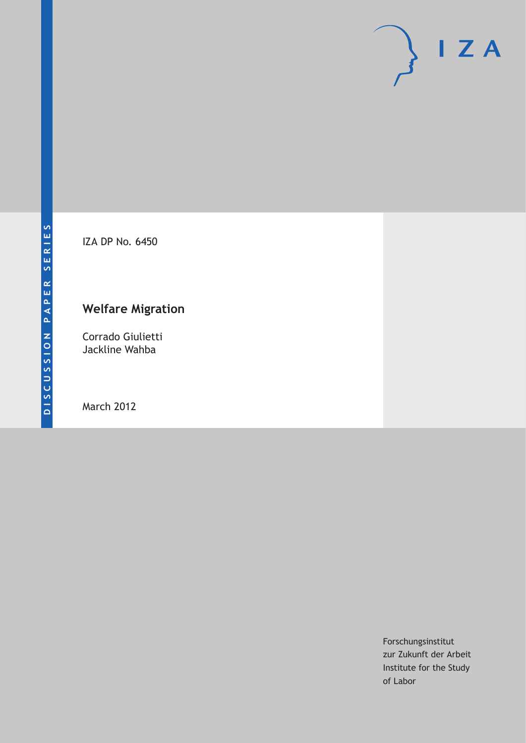DISCUSSION PAPER SERIES

IZA

IZA DP No. 6450

# Welfare Migration

Corrado Giulietti
Jackline Wahba

March 2012

Forschungsinstitut
zur Zukunft der Arbeit
Institute for the Study
of Labor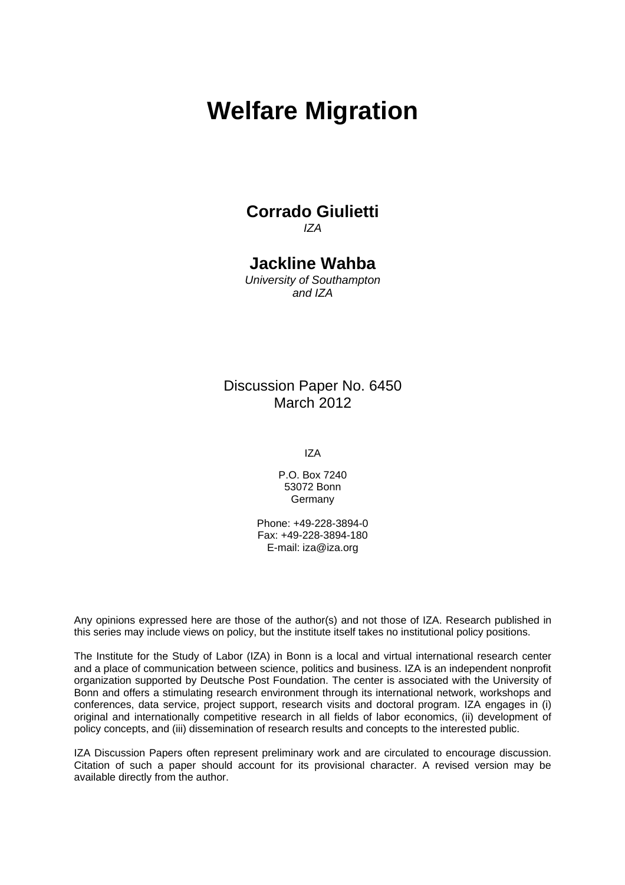# Welfare Migration

**Corrado Giulietti**
*IZA*

**Jackline Wahba**
*University of Southampton and IZA*

Discussion Paper No. 6450
March 2012

IZA

P.O. Box 7240
53072 Bonn
Germany

Phone: +49-228-3894-0
Fax: +49-228-3894-180
E-mail: iza@iza.org

Any opinions expressed here are those of the author(s) and not those of IZA. Research published in this series may include views on policy, but the institute itself takes no institutional policy positions.

The Institute for the Study of Labor (IZA) in Bonn is a local and virtual international research center and a place of communication between science, politics and business. IZA is an independent nonprofit organization supported by Deutsche Post Foundation. The center is associated with the University of Bonn and offers a stimulating research environment through its international network, workshops and conferences, data service, project support, research visits and doctoral program. IZA engages in (i) original and internationally competitive research in all fields of labor economics, (ii) development of policy concepts, and (iii) dissemination of research results and concepts to the interested public.

IZA Discussion Papers often represent preliminary work and are circulated to encourage discussion. Citation of such a paper should account for its provisional character. A revised version may be available directly from the author.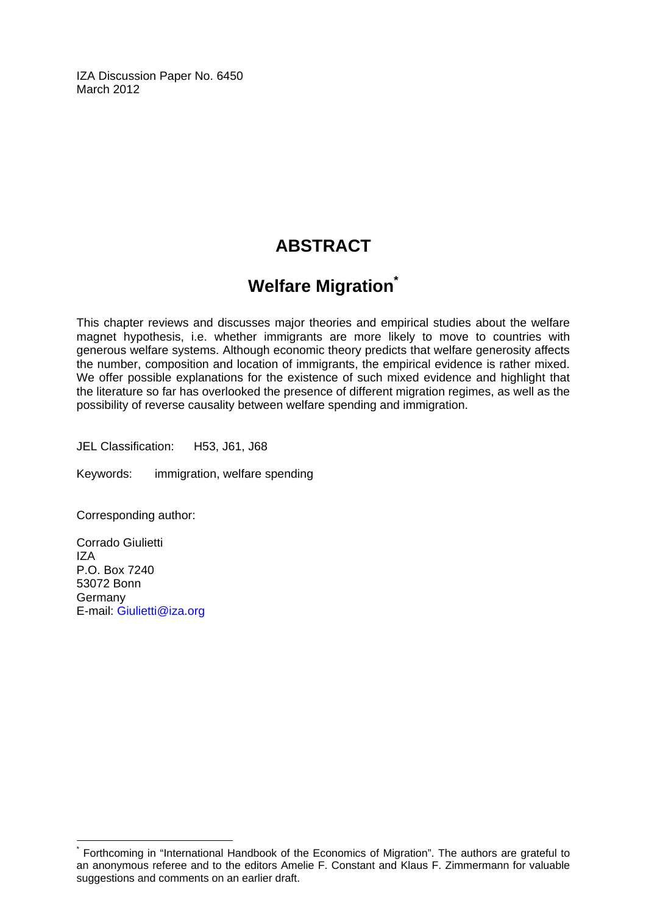IZA Discussion Paper No. 6450
March 2012

# ABSTRACT

## Welfare Migration[*]

This chapter reviews and discusses major theories and empirical studies about the welfare magnet hypothesis, i.e. whether immigrants are more likely to move to countries with generous welfare systems. Although economic theory predicts that welfare generosity affects the number, composition and location of immigrants, the empirical evidence is rather mixed. We offer possible explanations for the existence of such mixed evidence and highlight that the literature so far has overlooked the presence of different migration regimes, as well as the possibility of reverse causality between welfare spending and immigration.

JEL Classification: H53, J61, J68

Keywords: immigration, welfare spending

Corresponding author:

Corrado Giulietti
IZA
P.O. Box 7240
53072 Bonn
Germany
E-mail: Giulietti@iza.org

---

[*] Forthcoming in "International Handbook of the Economics of Migration". The authors are grateful to an anonymous referee and to the editors Amelie F. Constant and Klaus F. Zimmermann for valuable suggestions and comments on an earlier draft.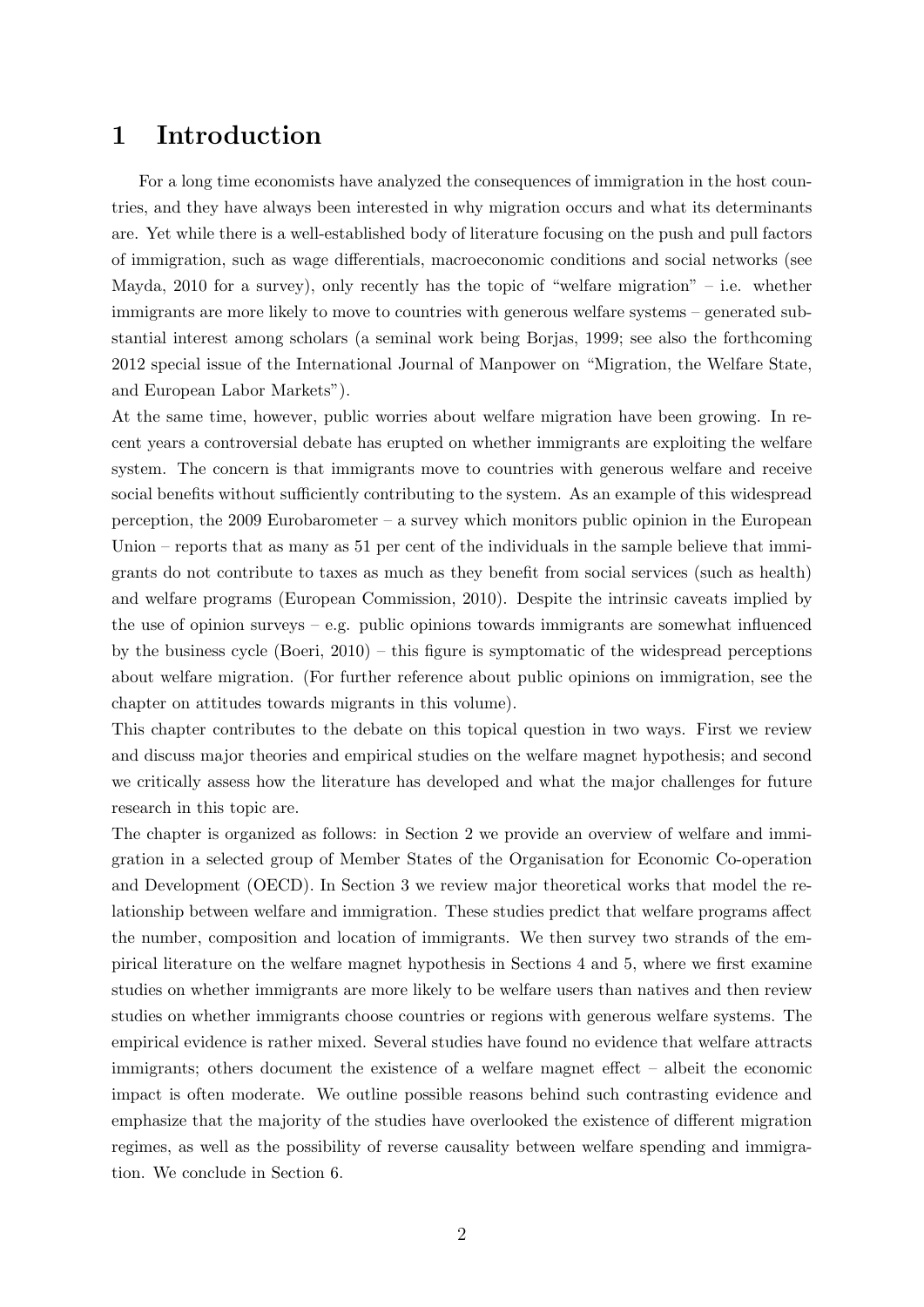# 1 Introduction

For a long time economists have analyzed the consequences of immigration in the host countries, and they have always been interested in why migration occurs and what its determinants are. Yet while there is a well-established body of literature focusing on the push and pull factors of immigration, such as wage differentials, macroeconomic conditions and social networks (see Mayda, 2010 for a survey), only recently has the topic of "welfare migration" – i.e. whether immigrants are more likely to move to countries with generous welfare systems – generated substantial interest among scholars (a seminal work being Borjas, 1999; see also the forthcoming 2012 special issue of the International Journal of Manpower on "Migration, the Welfare State, and European Labor Markets").

At the same time, however, public worries about welfare migration have been growing. In recent years a controversial debate has erupted on whether immigrants are exploiting the welfare system. The concern is that immigrants move to countries with generous welfare and receive social benefits without sufficiently contributing to the system. As an example of this widespread perception, the 2009 Eurobarometer – a survey which monitors public opinion in the European Union – reports that as many as 51 per cent of the individuals in the sample believe that immigrants do not contribute to taxes as much as they benefit from social services (such as health) and welfare programs (European Commission, 2010). Despite the intrinsic caveats implied by the use of opinion surveys – e.g. public opinions towards immigrants are somewhat influenced by the business cycle (Boeri, 2010) – this figure is symptomatic of the widespread perceptions about welfare migration. (For further reference about public opinions on immigration, see the chapter on attitudes towards migrants in this volume).

This chapter contributes to the debate on this topical question in two ways. First we review and discuss major theories and empirical studies on the welfare magnet hypothesis; and second we critically assess how the literature has developed and what the major challenges for future research in this topic are.

The chapter is organized as follows: in Section 2 we provide an overview of welfare and immigration in a selected group of Member States of the Organisation for Economic Co-operation and Development (OECD). In Section 3 we review major theoretical works that model the relationship between welfare and immigration. These studies predict that welfare programs affect the number, composition and location of immigrants. We then survey two strands of the empirical literature on the welfare magnet hypothesis in Sections 4 and 5, where we first examine studies on whether immigrants are more likely to be welfare users than natives and then review studies on whether immigrants choose countries or regions with generous welfare systems. The empirical evidence is rather mixed. Several studies have found no evidence that welfare attracts immigrants; others document the existence of a welfare magnet effect – albeit the economic impact is often moderate. We outline possible reasons behind such contrasting evidence and emphasize that the majority of the studies have overlooked the existence of different migration regimes, as well as the possibility of reverse causality between welfare spending and immigration. We conclude in Section 6.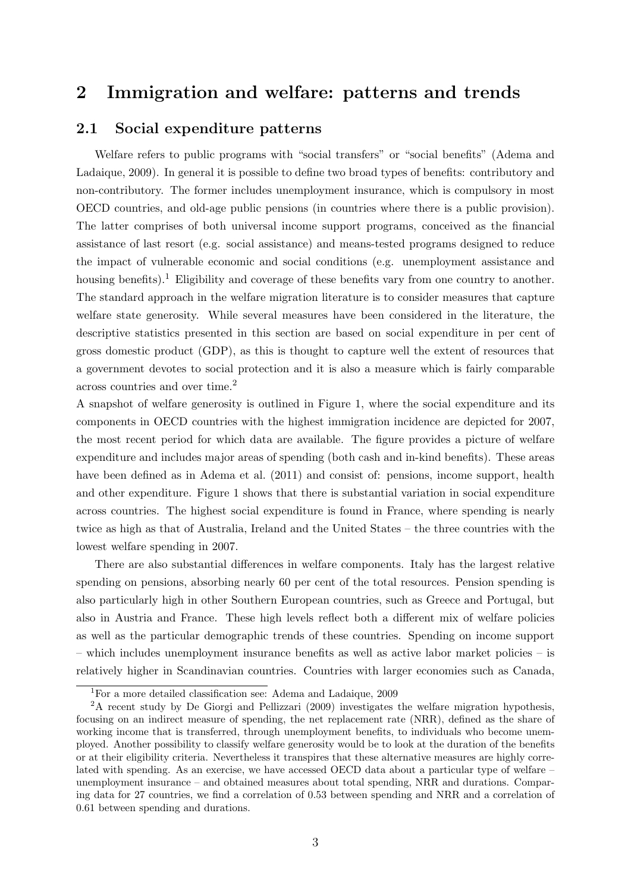# 2 Immigration and welfare: patterns and trends

## 2.1 Social expenditure patterns

Welfare refers to public programs with "social transfers" or "social benefits" (Adema and Ladaique, 2009). In general it is possible to define two broad types of benefits: contributory and non-contributory. The former includes unemployment insurance, which is compulsory in most OECD countries, and old-age public pensions (in countries where there is a public provision). The latter comprises of both universal income support programs, conceived as the financial assistance of last resort (e.g. social assistance) and means-tested programs designed to reduce the impact of vulnerable economic and social conditions (e.g. unemployment assistance and housing benefits).[1] Eligibility and coverage of these benefits vary from one country to another. The standard approach in the welfare migration literature is to consider measures that capture welfare state generosity. While several measures have been considered in the literature, the descriptive statistics presented in this section are based on social expenditure in per cent of gross domestic product (GDP), as this is thought to capture well the extent of resources that a government devotes to social protection and it is also a measure which is fairly comparable across countries and over time.[2]

A snapshot of welfare generosity is outlined in Figure 1, where the social expenditure and its components in OECD countries with the highest immigration incidence are depicted for 2007, the most recent period for which data are available. The figure provides a picture of welfare expenditure and includes major areas of spending (both cash and in-kind benefits). These areas have been defined as in Adema et al. (2011) and consist of: pensions, income support, health and other expenditure. Figure 1 shows that there is substantial variation in social expenditure across countries. The highest social expenditure is found in France, where spending is nearly twice as high as that of Australia, Ireland and the United States – the three countries with the lowest welfare spending in 2007.

There are also substantial differences in welfare components. Italy has the largest relative spending on pensions, absorbing nearly 60 per cent of the total resources. Pension spending is also particularly high in other Southern European countries, such as Greece and Portugal, but also in Austria and France. These high levels reflect both a different mix of welfare policies as well as the particular demographic trends of these countries. Spending on income support – which includes unemployment insurance benefits as well as active labor market policies – is relatively higher in Scandinavian countries. Countries with larger economies such as Canada,

[1] For a more detailed classification see: Adema and Ladaique, 2009

[2] A recent study by De Giorgi and Pellizzari (2009) investigates the welfare migration hypothesis, focusing on an indirect measure of spending, the net replacement rate (NRR), defined as the share of working income that is transferred, through unemployment benefits, to individuals who become unemployed. Another possibility to classify welfare generosity would be to look at the duration of the benefits or at their eligibility criteria. Nevertheless it transpires that these alternative measures are highly correlated with spending. As an exercise, we have accessed OECD data about a particular type of welfare – unemployment insurance – and obtained measures about total spending, NRR and durations. Comparing data for 27 countries, we find a correlation of 0.53 between spending and NRR and a correlation of 0.61 between spending and durations.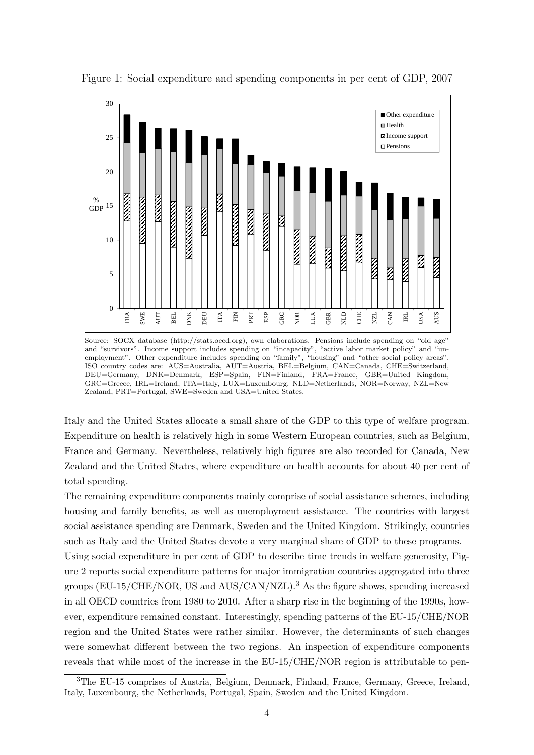Figure 1: Social expenditure and spending components in per cent of GDP, 2007

Source: SOCX database (http://stats.oecd.org), own elaborations. Pensions include spending on "old age" and "survivors". Income support includes spending on "incapacity", "active labor market policy" and "unemployment". Other expenditure includes spending on "family", "housing" and "other social policy areas". ISO country codes are: AUS=Australia, AUT=Austria, BEL=Belgium, CAN=Canada, CHE=Switzerland, DEU=Germany, DNK=Denmark, ESP=Spain, FIN=Finland, FRA=France, GBR=United Kingdom, GRC=Greece, IRL=Ireland, ITA=Italy, LUX=Luxembourg, NLD=Netherlands, NOR=Norway, NZL=New Zealand, PRT=Portugal, SWE=Sweden and USA=United States.

Italy and the United States allocate a small share of the GDP to this type of welfare program. Expenditure on health is relatively high in some Western European countries, such as Belgium, France and Germany. Nevertheless, relatively high figures are also recorded for Canada, New Zealand and the United States, where expenditure on health accounts for about 40 per cent of total spending.

The remaining expenditure components mainly comprise of social assistance schemes, including housing and family benefits, as well as unemployment assistance. The countries with largest social assistance spending are Denmark, Sweden and the United Kingdom. Strikingly, countries such as Italy and the United States devote a very marginal share of GDP to these programs.

Using social expenditure in per cent of GDP to describe time trends in welfare generosity, Figure 2 reports social expenditure patterns for major immigration countries aggregated into three groups (EU-15/CHE/NOR, US and AUS/CAN/NZL).[3] As the figure shows, spending increased in all OECD countries from 1980 to 2010. After a sharp rise in the beginning of the 1990s, however, expenditure remained constant. Interestingly, spending patterns of the EU-15/CHE/NOR region and the United States were rather similar. However, the determinants of such changes were somewhat different between the two regions. An inspection of expenditure components reveals that while most of the increase in the EU-15/CHE/NOR region is attributable to pen-

[3] The EU-15 comprises of Austria, Belgium, Denmark, Finland, France, Germany, Greece, Ireland, Italy, Luxembourg, the Netherlands, Portugal, Spain, Sweden and the United Kingdom.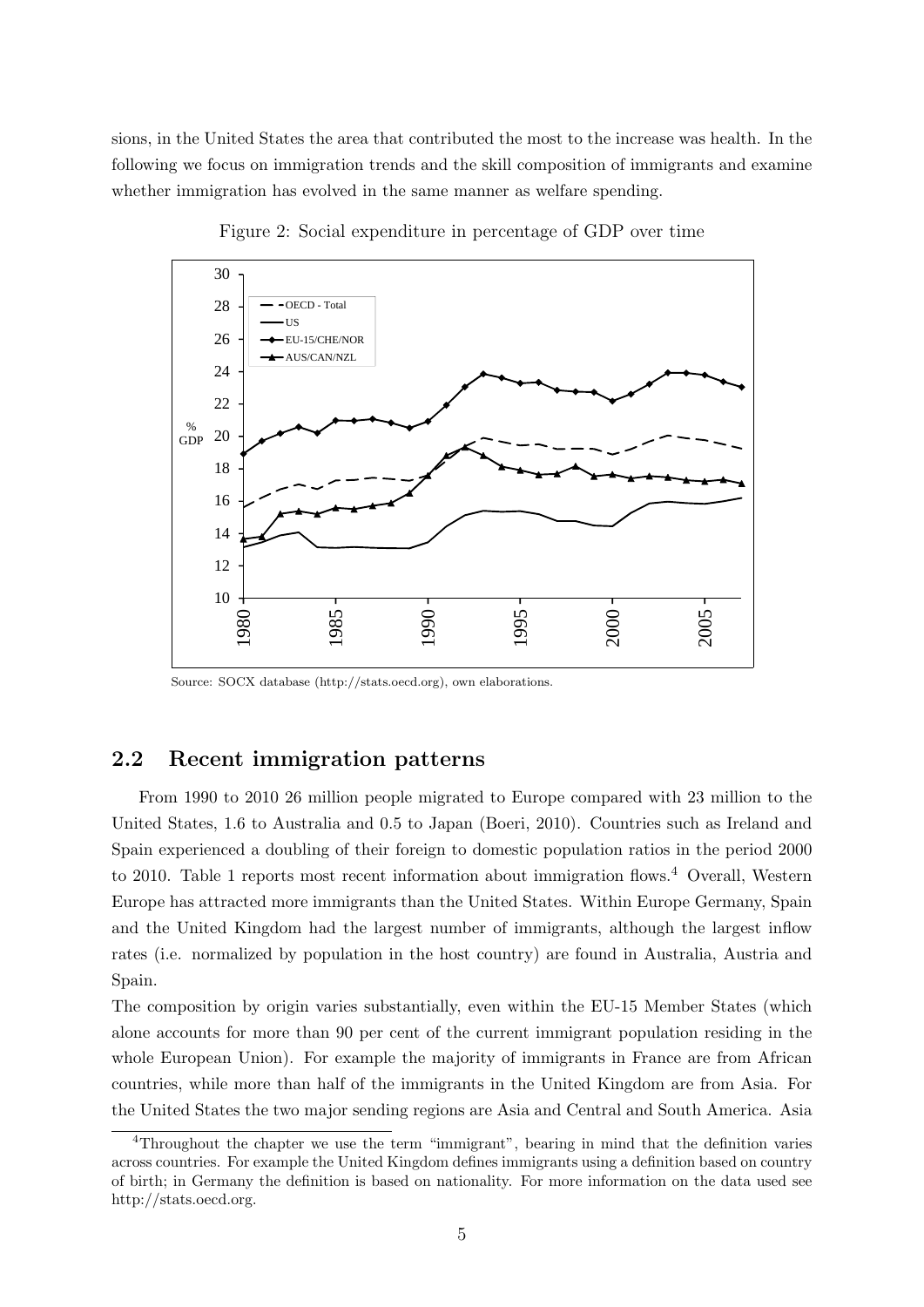sions, in the United States the area that contributed the most to the increase was health. In the following we focus on immigration trends and the skill composition of immigrants and examine whether immigration has evolved in the same manner as welfare spending.

Figure 2: Social expenditure in percentage of GDP over time

Source: SOCX database (http://stats.oecd.org), own elaborations.

## 2.2 Recent immigration patterns

From 1990 to 2010 26 million people migrated to Europe compared with 23 million to the United States, 1.6 to Australia and 0.5 to Japan (Boeri, 2010). Countries such as Ireland and Spain experienced a doubling of their foreign to domestic population ratios in the period 2000 to 2010. Table 1 reports most recent information about immigration flows.[4] Overall, Western Europe has attracted more immigrants than the United States. Within Europe Germany, Spain and the United Kingdom had the largest number of immigrants, although the largest inflow rates (i.e. normalized by population in the host country) are found in Australia, Austria and Spain.

The composition by origin varies substantially, even within the EU-15 Member States (which alone accounts for more than 90 per cent of the current immigrant population residing in the whole European Union). For example the majority of immigrants in France are from African countries, while more than half of the immigrants in the United Kingdom are from Asia. For the United States the two major sending regions are Asia and Central and South America. Asia

[4] Throughout the chapter we use the term "immigrant", bearing in mind that the definition varies across countries. For example the United Kingdom defines immigrants using a definition based on country of birth; in Germany the definition is based on nationality. For more information on the data used see http://stats.oecd.org.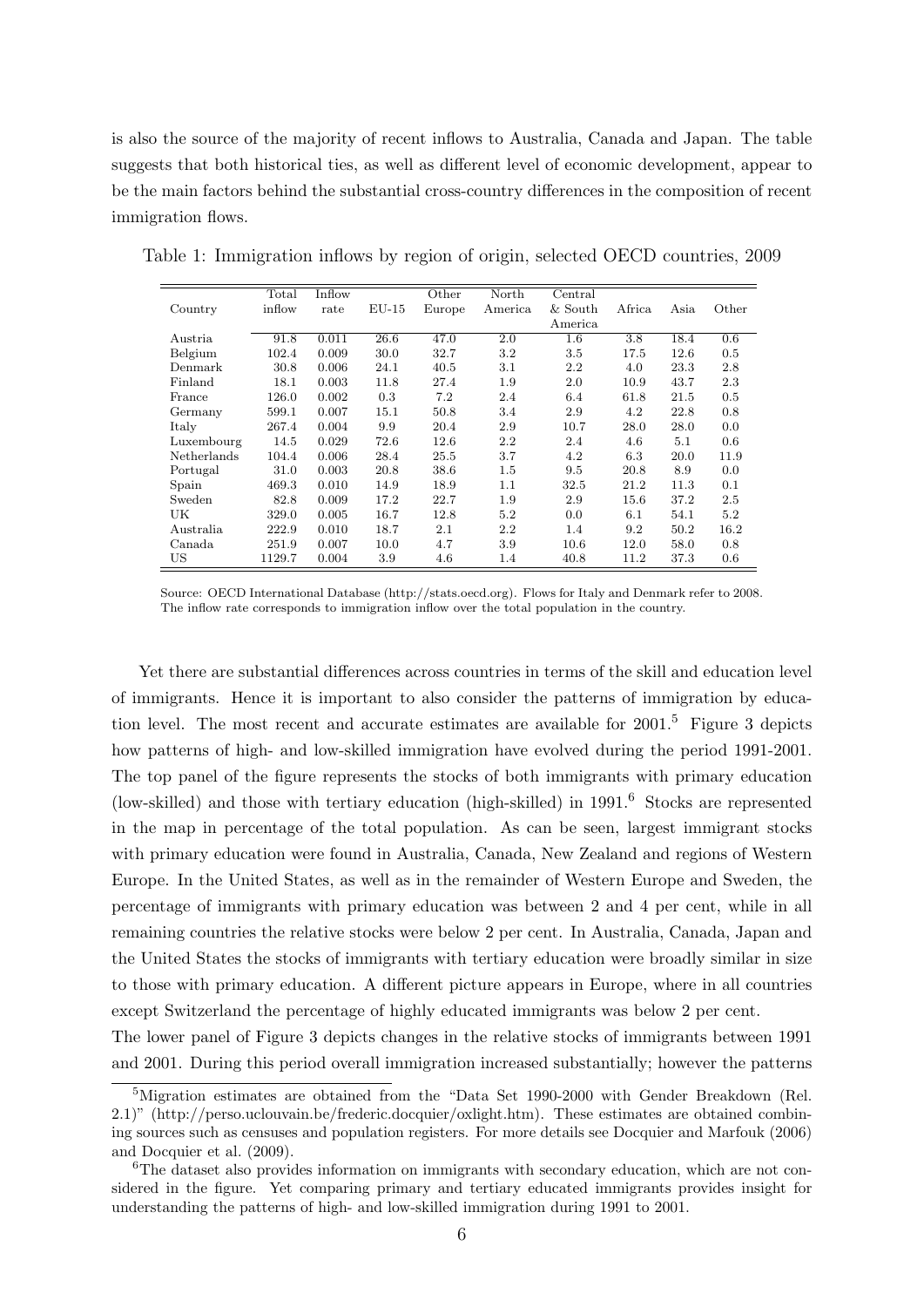is also the source of the majority of recent inflows to Australia, Canada and Japan. The table suggests that both historical ties, as well as different level of economic development, appear to be the main factors behind the substantial cross-country differences in the composition of recent immigration flows.

Table 1: Immigration inflows by region of origin, selected OECD countries, 2009

| Country | Total inflow | Inflow rate | EU-15 | Other Europe | North America | Central & South America | Africa | Asia | Other |
|---|---|---|---|---|---|---|---|---|---|
| Austria | 91.8 | 0.011 | 26.6 | 47.0 | 2.0 | 1.6 | 3.8 | 18.4 | 0.6 |
| Belgium | 102.4 | 0.009 | 30.0 | 32.7 | 3.2 | 3.5 | 17.5 | 12.6 | 0.5 |
| Denmark | 30.8 | 0.006 | 24.1 | 40.5 | 3.1 | 2.2 | 4.0 | 23.3 | 2.8 |
| Finland | 18.1 | 0.003 | 11.8 | 27.4 | 1.9 | 2.0 | 10.9 | 43.7 | 2.3 |
| France | 126.0 | 0.002 | 0.3 | 7.2 | 2.4 | 6.4 | 61.8 | 21.5 | 0.5 |
| Germany | 599.1 | 0.007 | 15.1 | 50.8 | 3.4 | 2.9 | 4.2 | 22.8 | 0.8 |
| Italy | 267.4 | 0.004 | 9.9 | 20.4 | 2.9 | 10.7 | 28.0 | 28.0 | 0.0 |
| Luxembourg | 14.5 | 0.029 | 72.6 | 12.6 | 2.2 | 2.4 | 4.6 | 5.1 | 0.6 |
| Netherlands | 104.4 | 0.006 | 28.4 | 25.5 | 3.7 | 4.2 | 6.3 | 20.0 | 11.9 |
| Portugal | 31.0 | 0.003 | 20.8 | 38.6 | 1.5 | 9.5 | 20.8 | 8.9 | 0.0 |
| Spain | 469.3 | 0.010 | 14.9 | 18.9 | 1.1 | 32.5 | 21.2 | 11.3 | 0.1 |
| Sweden | 82.8 | 0.009 | 17.2 | 22.7 | 1.9 | 2.9 | 15.6 | 37.2 | 2.5 |
| UK | 329.0 | 0.005 | 16.7 | 12.8 | 5.2 | 0.0 | 6.1 | 54.1 | 5.2 |
| Australia | 222.9 | 0.010 | 18.7 | 2.1 | 2.2 | 1.4 | 9.2 | 50.2 | 16.2 |
| Canada | 251.9 | 0.007 | 10.0 | 4.7 | 3.9 | 10.6 | 12.0 | 58.0 | 0.8 |
| US | 1129.7 | 0.004 | 3.9 | 4.6 | 1.4 | 40.8 | 11.2 | 37.3 | 0.6 |

Source: OECD International Database (http://stats.oecd.org). Flows for Italy and Denmark refer to 2008. The inflow rate corresponds to immigration inflow over the total population in the country.

Yet there are substantial differences across countries in terms of the skill and education level of immigrants. Hence it is important to also consider the patterns of immigration by education level. The most recent and accurate estimates are available for 2001.[5] Figure 3 depicts how patterns of high- and low-skilled immigration have evolved during the period 1991-2001. The top panel of the figure represents the stocks of both immigrants with primary education (low-skilled) and those with tertiary education (high-skilled) in 1991.[6] Stocks are represented in the map in percentage of the total population. As can be seen, largest immigrant stocks with primary education were found in Australia, Canada, New Zealand and regions of Western Europe. In the United States, as well as in the remainder of Western Europe and Sweden, the percentage of immigrants with primary education was between 2 and 4 per cent, while in all remaining countries the relative stocks were below 2 per cent. In Australia, Canada, Japan and the United States the stocks of immigrants with tertiary education were broadly similar in size to those with primary education. A different picture appears in Europe, where in all countries except Switzerland the percentage of highly educated immigrants was below 2 per cent.

The lower panel of Figure 3 depicts changes in the relative stocks of immigrants between 1991 and 2001. During this period overall immigration increased substantially; however the patterns

[5] Migration estimates are obtained from the "Data Set 1990-2000 with Gender Breakdown (Rel. 2.1)" (http://perso.uclouvain.be/frederic.docquier/oxlight.htm). These estimates are obtained combining sources such as censuses and population registers. For more details see Docquier and Marfouk (2006) and Docquier et al. (2009).

[6] The dataset also provides information on immigrants with secondary education, which are not considered in the figure. Yet comparing primary and tertiary educated immigrants provides insight for understanding the patterns of high- and low-skilled immigration during 1991 to 2001.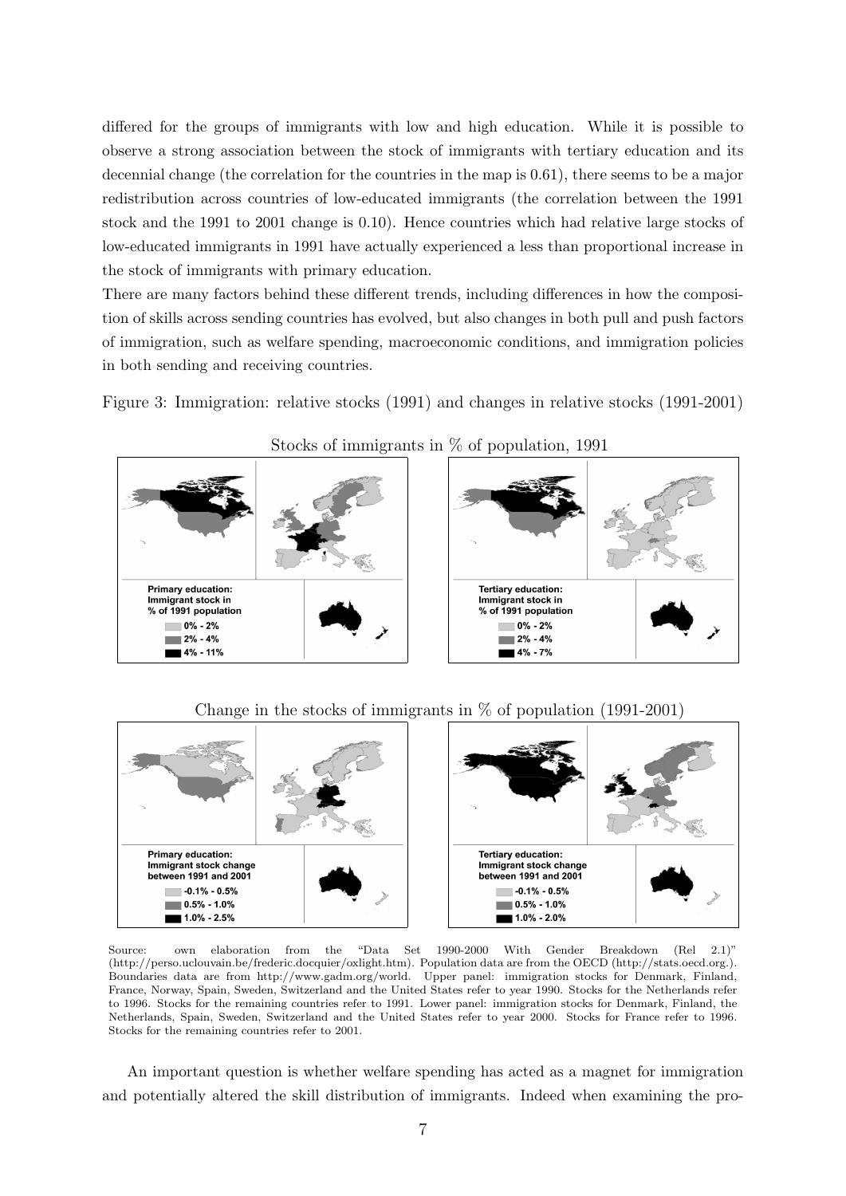differed for the groups of immigrants with low and high education. While it is possible to observe a strong association between the stock of immigrants with tertiary education and its decennial change (the correlation for the countries in the map is 0.61), there seems to be a major redistribution across countries of low-educated immigrants (the correlation between the 1991 stock and the 1991 to 2001 change is 0.10). Hence countries which had relative large stocks of low-educated immigrants in 1991 have actually experienced a less than proportional increase in the stock of immigrants with primary education.

There are many factors behind these different trends, including differences in how the composition of skills across sending countries has evolved, but also changes in both pull and push factors of immigration, such as welfare spending, macroeconomic conditions, and immigration policies in both sending and receiving countries.

Figure 3: Immigration: relative stocks (1991) and changes in relative stocks (1991-2001)

Stocks of immigrants in % of population, 1991

Primary education: Immigrant stock in % of 1991 population
- 0% - 2%
- 2% - 4%
- 4% - 11%

Tertiary education: Immigrant stock in % of 1991 population
- 0% - 2%
- 2% - 4%
- 4% - 7%

Change in the stocks of immigrants in % of population (1991-2001)

Primary education: Immigrant stock change between 1991 and 2001
- -0.1% - 0.5%
- 0.5% - 1.0%
- 1.0% - 2.5%

Tertiary education: Immigrant stock change between 1991 and 2001
- -0.1% - 0.5%
- 0.5% - 1.0%
- 1.0% - 2.0%

Source: own elaboration from the "Data Set 1990-2000 With Gender Breakdown (Rel 2.1)" (http://perso.uclouvain.be/frederic.docquier/oxlight.htm). Population data are from the OECD (http://stats.oecd.org.). Boundaries data are from http://www.gadm.org/world. Upper panel: immigration stocks for Denmark, Finland, France, Norway, Spain, Sweden, Switzerland and the United States refer to year 1990. Stocks for the Netherlands refer to 1996. Stocks for the remaining countries refer to 1991. Lower panel: immigration stocks for Denmark, Finland, the Netherlands, Spain, Sweden, Switzerland and the United States refer to year 2000. Stocks for France refer to 1996. Stocks for the remaining countries refer to 2001.

An important question is whether welfare spending has acted as a magnet for immigration and potentially altered the skill distribution of immigrants. Indeed when examining the pro-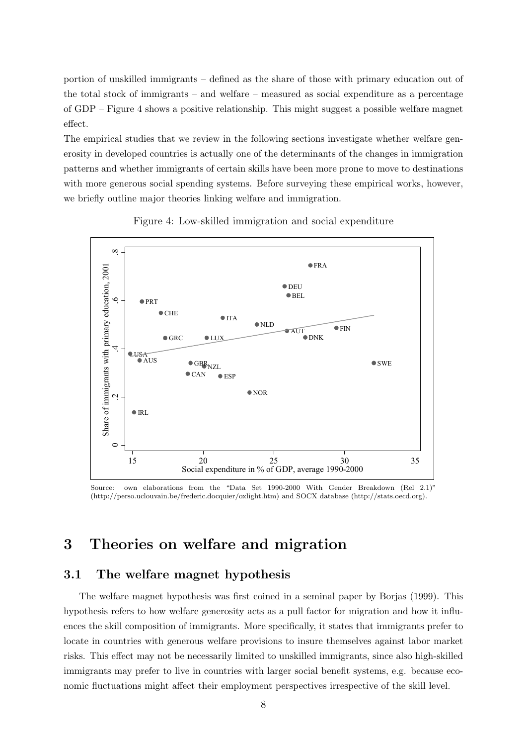portion of unskilled immigrants – defined as the share of those with primary education out of the total stock of immigrants – and welfare – measured as social expenditure as a percentage of GDP – Figure 4 shows a positive relationship. This might suggest a possible welfare magnet effect.

The empirical studies that we review in the following sections investigate whether welfare generosity in developed countries is actually one of the determinants of the changes in immigration patterns and whether immigrants of certain skills have been more prone to move to destinations with more generous social spending systems. Before surveying these empirical works, however, we briefly outline major theories linking welfare and immigration.

Figure 4: Low-skilled immigration and social expenditure

Source: own elaborations from the "Data Set 1990-2000 With Gender Breakdown (Rel 2.1)" (http://perso.uclouvain.be/frederic.docquier/oxlight.htm) and SOCX database (http://stats.oecd.org).

# 3 Theories on welfare and migration

## 3.1 The welfare magnet hypothesis

The welfare magnet hypothesis was first coined in a seminal paper by Borjas (1999). This hypothesis refers to how welfare generosity acts as a pull factor for migration and how it influences the skill composition of immigrants. More specifically, it states that immigrants prefer to locate in countries with generous welfare provisions to insure themselves against labor market risks. This effect may not be necessarily limited to unskilled immigrants, since also high-skilled immigrants may prefer to live in countries with larger social benefit systems, e.g. because economic fluctuations might affect their employment perspectives irrespective of the skill level.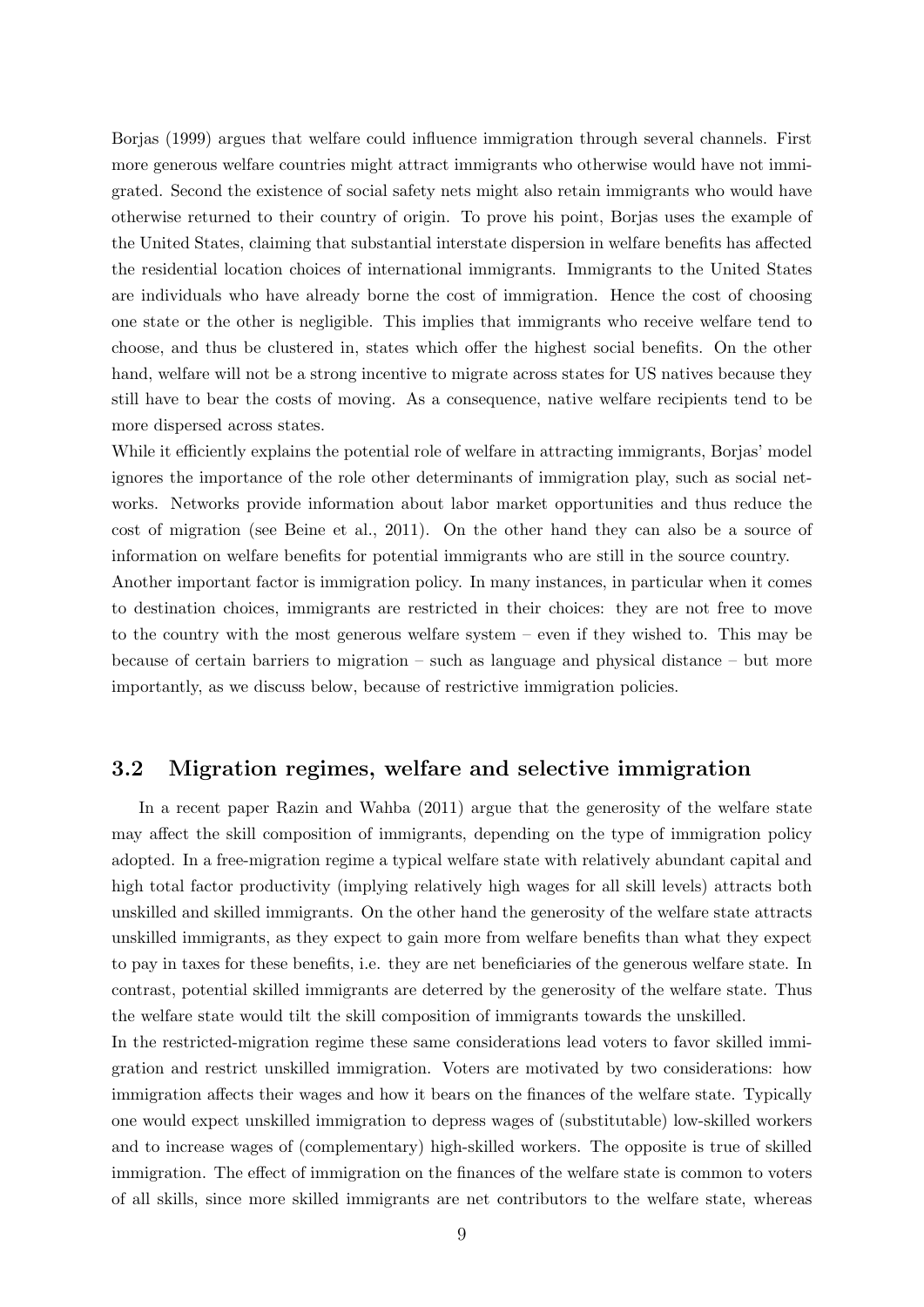Borjas (1999) argues that welfare could influence immigration through several channels. First more generous welfare countries might attract immigrants who otherwise would have not immigrated. Second the existence of social safety nets might also retain immigrants who would have otherwise returned to their country of origin. To prove his point, Borjas uses the example of the United States, claiming that substantial interstate dispersion in welfare benefits has affected the residential location choices of international immigrants. Immigrants to the United States are individuals who have already borne the cost of immigration. Hence the cost of choosing one state or the other is negligible. This implies that immigrants who receive welfare tend to choose, and thus be clustered in, states which offer the highest social benefits. On the other hand, welfare will not be a strong incentive to migrate across states for US natives because they still have to bear the costs of moving. As a consequence, native welfare recipients tend to be more dispersed across states.

While it efficiently explains the potential role of welfare in attracting immigrants, Borjas' model ignores the importance of the role other determinants of immigration play, such as social networks. Networks provide information about labor market opportunities and thus reduce the cost of migration (see Beine et al., 2011). On the other hand they can also be a source of information on welfare benefits for potential immigrants who are still in the source country.

Another important factor is immigration policy. In many instances, in particular when it comes to destination choices, immigrants are restricted in their choices: they are not free to move to the country with the most generous welfare system – even if they wished to. This may be because of certain barriers to migration – such as language and physical distance – but more importantly, as we discuss below, because of restrictive immigration policies.

## 3.2 Migration regimes, welfare and selective immigration

In a recent paper Razin and Wahba (2011) argue that the generosity of the welfare state may affect the skill composition of immigrants, depending on the type of immigration policy adopted. In a free-migration regime a typical welfare state with relatively abundant capital and high total factor productivity (implying relatively high wages for all skill levels) attracts both unskilled and skilled immigrants. On the other hand the generosity of the welfare state attracts unskilled immigrants, as they expect to gain more from welfare benefits than what they expect to pay in taxes for these benefits, i.e. they are net beneficiaries of the generous welfare state. In contrast, potential skilled immigrants are deterred by the generosity of the welfare state. Thus the welfare state would tilt the skill composition of immigrants towards the unskilled.

In the restricted-migration regime these same considerations lead voters to favor skilled immigration and restrict unskilled immigration. Voters are motivated by two considerations: how immigration affects their wages and how it bears on the finances of the welfare state. Typically one would expect unskilled immigration to depress wages of (substitutable) low-skilled workers and to increase wages of (complementary) high-skilled workers. The opposite is true of skilled immigration. The effect of immigration on the finances of the welfare state is common to voters of all skills, since more skilled immigrants are net contributors to the welfare state, whereas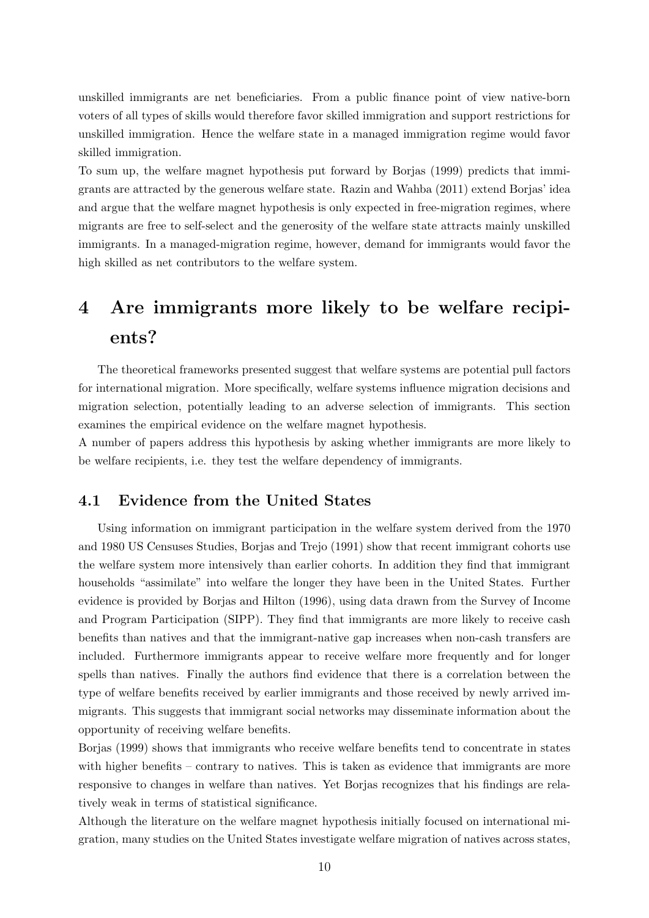unskilled immigrants are net beneficiaries. From a public finance point of view native-born voters of all types of skills would therefore favor skilled immigration and support restrictions for unskilled immigration. Hence the welfare state in a managed immigration regime would favor skilled immigration.

To sum up, the welfare magnet hypothesis put forward by Borjas (1999) predicts that immigrants are attracted by the generous welfare state. Razin and Wahba (2011) extend Borjas' idea and argue that the welfare magnet hypothesis is only expected in free-migration regimes, where migrants are free to self-select and the generosity of the welfare state attracts mainly unskilled immigrants. In a managed-migration regime, however, demand for immigrants would favor the high skilled as net contributors to the welfare system.

# 4 Are immigrants more likely to be welfare recipients?

The theoretical frameworks presented suggest that welfare systems are potential pull factors for international migration. More specifically, welfare systems influence migration decisions and migration selection, potentially leading to an adverse selection of immigrants. This section examines the empirical evidence on the welfare magnet hypothesis.

A number of papers address this hypothesis by asking whether immigrants are more likely to be welfare recipients, i.e. they test the welfare dependency of immigrants.

## 4.1 Evidence from the United States

Using information on immigrant participation in the welfare system derived from the 1970 and 1980 US Censuses Studies, Borjas and Trejo (1991) show that recent immigrant cohorts use the welfare system more intensively than earlier cohorts. In addition they find that immigrant households "assimilate" into welfare the longer they have been in the United States. Further evidence is provided by Borjas and Hilton (1996), using data drawn from the Survey of Income and Program Participation (SIPP). They find that immigrants are more likely to receive cash benefits than natives and that the immigrant-native gap increases when non-cash transfers are included. Furthermore immigrants appear to receive welfare more frequently and for longer spells than natives. Finally the authors find evidence that there is a correlation between the type of welfare benefits received by earlier immigrants and those received by newly arrived immigrants. This suggests that immigrant social networks may disseminate information about the opportunity of receiving welfare benefits.

Borjas (1999) shows that immigrants who receive welfare benefits tend to concentrate in states with higher benefits – contrary to natives. This is taken as evidence that immigrants are more responsive to changes in welfare than natives. Yet Borjas recognizes that his findings are relatively weak in terms of statistical significance.

Although the literature on the welfare magnet hypothesis initially focused on international migration, many studies on the United States investigate welfare migration of natives across states,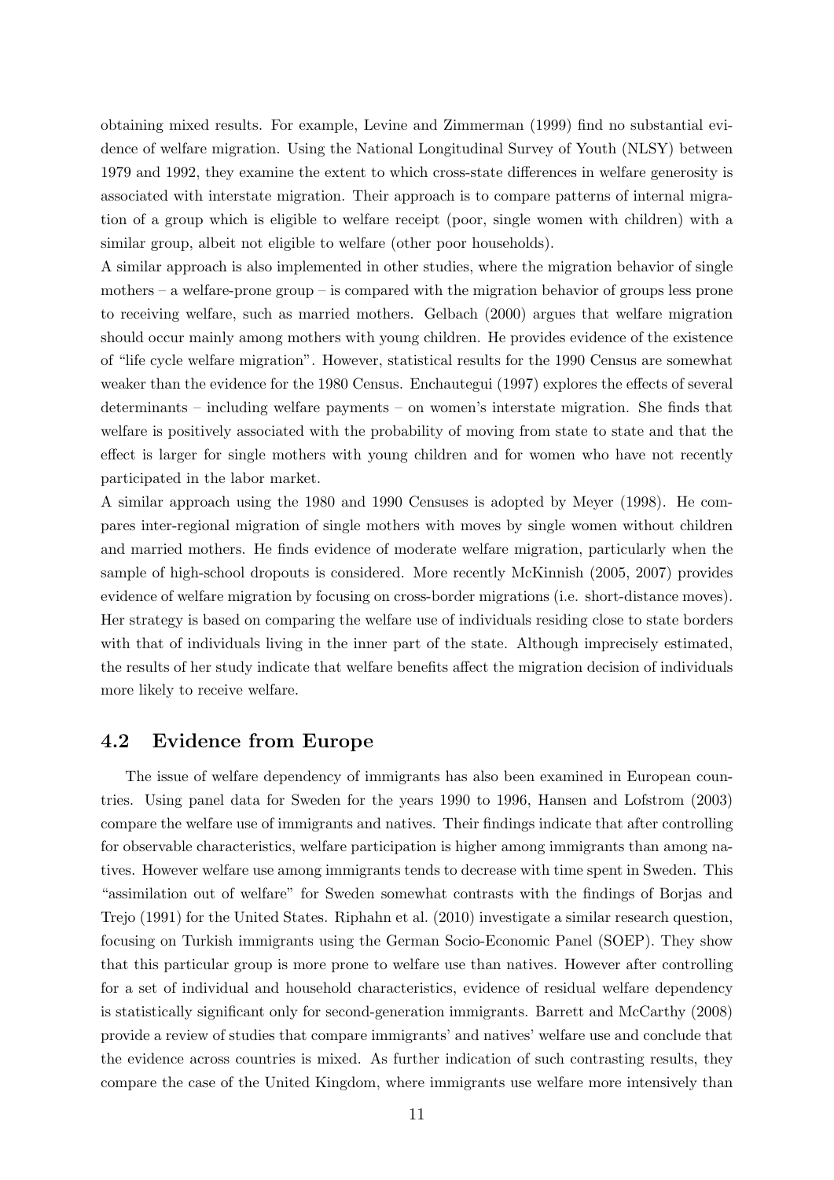obtaining mixed results. For example, Levine and Zimmerman (1999) find no substantial evidence of welfare migration. Using the National Longitudinal Survey of Youth (NLSY) between 1979 and 1992, they examine the extent to which cross-state differences in welfare generosity is associated with interstate migration. Their approach is to compare patterns of internal migration of a group which is eligible to welfare receipt (poor, single women with children) with a similar group, albeit not eligible to welfare (other poor households).

A similar approach is also implemented in other studies, where the migration behavior of single mothers – a welfare-prone group – is compared with the migration behavior of groups less prone to receiving welfare, such as married mothers. Gelbach (2000) argues that welfare migration should occur mainly among mothers with young children. He provides evidence of the existence of "life cycle welfare migration". However, statistical results for the 1990 Census are somewhat weaker than the evidence for the 1980 Census. Enchautegui (1997) explores the effects of several determinants – including welfare payments – on women's interstate migration. She finds that welfare is positively associated with the probability of moving from state to state and that the effect is larger for single mothers with young children and for women who have not recently participated in the labor market.

A similar approach using the 1980 and 1990 Censuses is adopted by Meyer (1998). He compares inter-regional migration of single mothers with moves by single women without children and married mothers. He finds evidence of moderate welfare migration, particularly when the sample of high-school dropouts is considered. More recently McKinnish (2005, 2007) provides evidence of welfare migration by focusing on cross-border migrations (i.e. short-distance moves). Her strategy is based on comparing the welfare use of individuals residing close to state borders with that of individuals living in the inner part of the state. Although imprecisely estimated, the results of her study indicate that welfare benefits affect the migration decision of individuals more likely to receive welfare.

## 4.2 Evidence from Europe

The issue of welfare dependency of immigrants has also been examined in European countries. Using panel data for Sweden for the years 1990 to 1996, Hansen and Lofstrom (2003) compare the welfare use of immigrants and natives. Their findings indicate that after controlling for observable characteristics, welfare participation is higher among immigrants than among natives. However welfare use among immigrants tends to decrease with time spent in Sweden. This "assimilation out of welfare" for Sweden somewhat contrasts with the findings of Borjas and Trejo (1991) for the United States. Riphahn et al. (2010) investigate a similar research question, focusing on Turkish immigrants using the German Socio-Economic Panel (SOEP). They show that this particular group is more prone to welfare use than natives. However after controlling for a set of individual and household characteristics, evidence of residual welfare dependency is statistically significant only for second-generation immigrants. Barrett and McCarthy (2008) provide a review of studies that compare immigrants' and natives' welfare use and conclude that the evidence across countries is mixed. As further indication of such contrasting results, they compare the case of the United Kingdom, where immigrants use welfare more intensively than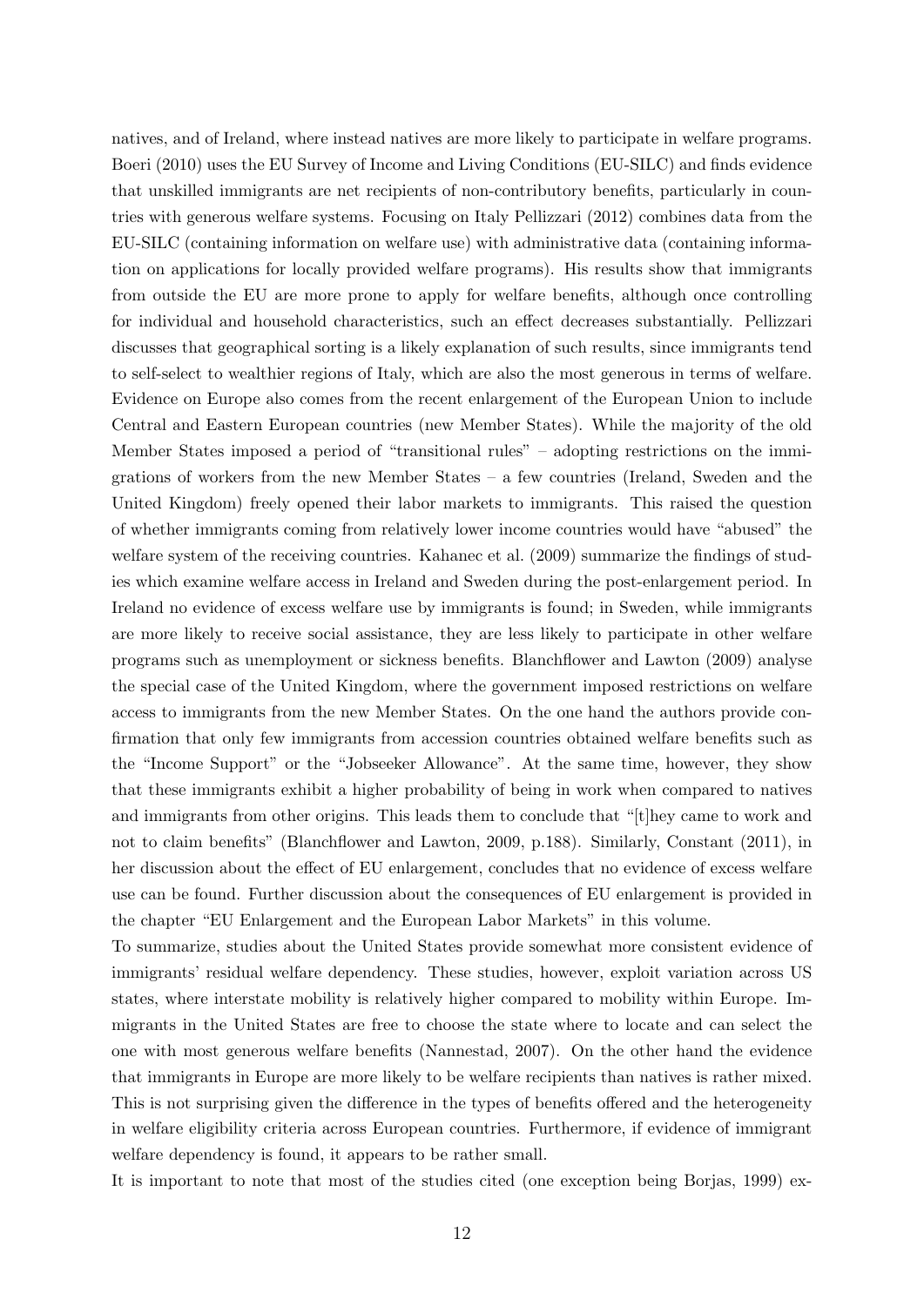natives, and of Ireland, where instead natives are more likely to participate in welfare programs. Boeri (2010) uses the EU Survey of Income and Living Conditions (EU-SILC) and finds evidence that unskilled immigrants are net recipients of non-contributory benefits, particularly in countries with generous welfare systems. Focusing on Italy Pellizzari (2012) combines data from the EU-SILC (containing information on welfare use) with administrative data (containing information on applications for locally provided welfare programs). His results show that immigrants from outside the EU are more prone to apply for welfare benefits, although once controlling for individual and household characteristics, such an effect decreases substantially. Pellizzari discusses that geographical sorting is a likely explanation of such results, since immigrants tend to self-select to wealthier regions of Italy, which are also the most generous in terms of welfare. Evidence on Europe also comes from the recent enlargement of the European Union to include Central and Eastern European countries (new Member States). While the majority of the old Member States imposed a period of "transitional rules" – adopting restrictions on the immigrations of workers from the new Member States – a few countries (Ireland, Sweden and the United Kingdom) freely opened their labor markets to immigrants. This raised the question of whether immigrants coming from relatively lower income countries would have "abused" the welfare system of the receiving countries. Kahanec et al. (2009) summarize the findings of studies which examine welfare access in Ireland and Sweden during the post-enlargement period. In Ireland no evidence of excess welfare use by immigrants is found; in Sweden, while immigrants are more likely to receive social assistance, they are less likely to participate in other welfare programs such as unemployment or sickness benefits. Blanchflower and Lawton (2009) analyse the special case of the United Kingdom, where the government imposed restrictions on welfare access to immigrants from the new Member States. On the one hand the authors provide confirmation that only few immigrants from accession countries obtained welfare benefits such as the "Income Support" or the "Jobseeker Allowance". At the same time, however, they show that these immigrants exhibit a higher probability of being in work when compared to natives and immigrants from other origins. This leads them to conclude that "[t]hey came to work and not to claim benefits" (Blanchflower and Lawton, 2009, p.188). Similarly, Constant (2011), in her discussion about the effect of EU enlargement, concludes that no evidence of excess welfare use can be found. Further discussion about the consequences of EU enlargement is provided in the chapter "EU Enlargement and the European Labor Markets" in this volume.

To summarize, studies about the United States provide somewhat more consistent evidence of immigrants' residual welfare dependency. These studies, however, exploit variation across US states, where interstate mobility is relatively higher compared to mobility within Europe. Immigrants in the United States are free to choose the state where to locate and can select the one with most generous welfare benefits (Nannestad, 2007). On the other hand the evidence that immigrants in Europe are more likely to be welfare recipients than natives is rather mixed. This is not surprising given the difference in the types of benefits offered and the heterogeneity in welfare eligibility criteria across European countries. Furthermore, if evidence of immigrant welfare dependency is found, it appears to be rather small.

It is important to note that most of the studies cited (one exception being Borjas, 1999) ex-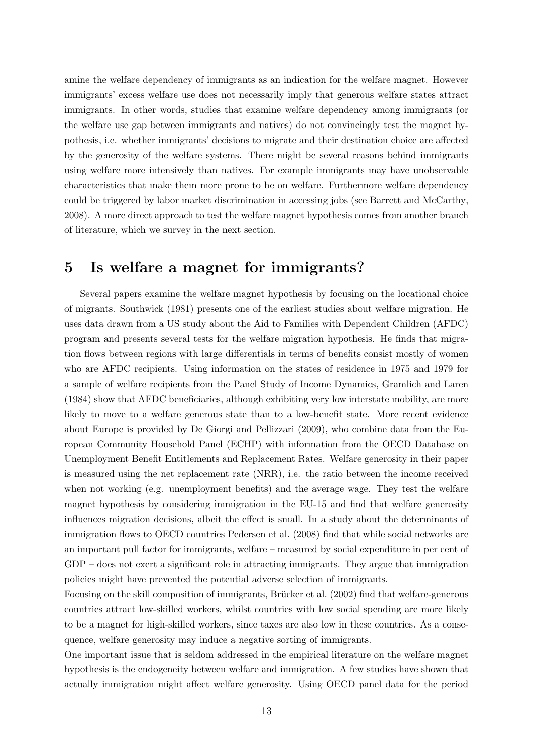amine the welfare dependency of immigrants as an indication for the welfare magnet. However immigrants' excess welfare use does not necessarily imply that generous welfare states attract immigrants. In other words, studies that examine welfare dependency among immigrants (or the welfare use gap between immigrants and natives) do not convincingly test the magnet hypothesis, i.e. whether immigrants' decisions to migrate and their destination choice are affected by the generosity of the welfare systems. There might be several reasons behind immigrants using welfare more intensively than natives. For example immigrants may have unobservable characteristics that make them more prone to be on welfare. Furthermore welfare dependency could be triggered by labor market discrimination in accessing jobs (see Barrett and McCarthy, 2008). A more direct approach to test the welfare magnet hypothesis comes from another branch of literature, which we survey in the next section.

# 5 Is welfare a magnet for immigrants?

Several papers examine the welfare magnet hypothesis by focusing on the locational choice of migrants. Southwick (1981) presents one of the earliest studies about welfare migration. He uses data drawn from a US study about the Aid to Families with Dependent Children (AFDC) program and presents several tests for the welfare migration hypothesis. He finds that migration flows between regions with large differentials in terms of benefits consist mostly of women who are AFDC recipients. Using information on the states of residence in 1975 and 1979 for a sample of welfare recipients from the Panel Study of Income Dynamics, Gramlich and Laren (1984) show that AFDC beneficiaries, although exhibiting very low interstate mobility, are more likely to move to a welfare generous state than to a low-benefit state. More recent evidence about Europe is provided by De Giorgi and Pellizzari (2009), who combine data from the European Community Household Panel (ECHP) with information from the OECD Database on Unemployment Benefit Entitlements and Replacement Rates. Welfare generosity in their paper is measured using the net replacement rate (NRR), i.e. the ratio between the income received when not working (e.g. unemployment benefits) and the average wage. They test the welfare magnet hypothesis by considering immigration in the EU-15 and find that welfare generosity influences migration decisions, albeit the effect is small. In a study about the determinants of immigration flows to OECD countries Pedersen et al. (2008) find that while social networks are an important pull factor for immigrants, welfare – measured by social expenditure in per cent of GDP – does not exert a significant role in attracting immigrants. They argue that immigration policies might have prevented the potential adverse selection of immigrants.

Focusing on the skill composition of immigrants, Brücker et al. (2002) find that welfare-generous countries attract low-skilled workers, whilst countries with low social spending are more likely to be a magnet for high-skilled workers, since taxes are also low in these countries. As a consequence, welfare generosity may induce a negative sorting of immigrants.

One important issue that is seldom addressed in the empirical literature on the welfare magnet hypothesis is the endogeneity between welfare and immigration. A few studies have shown that actually immigration might affect welfare generosity. Using OECD panel data for the period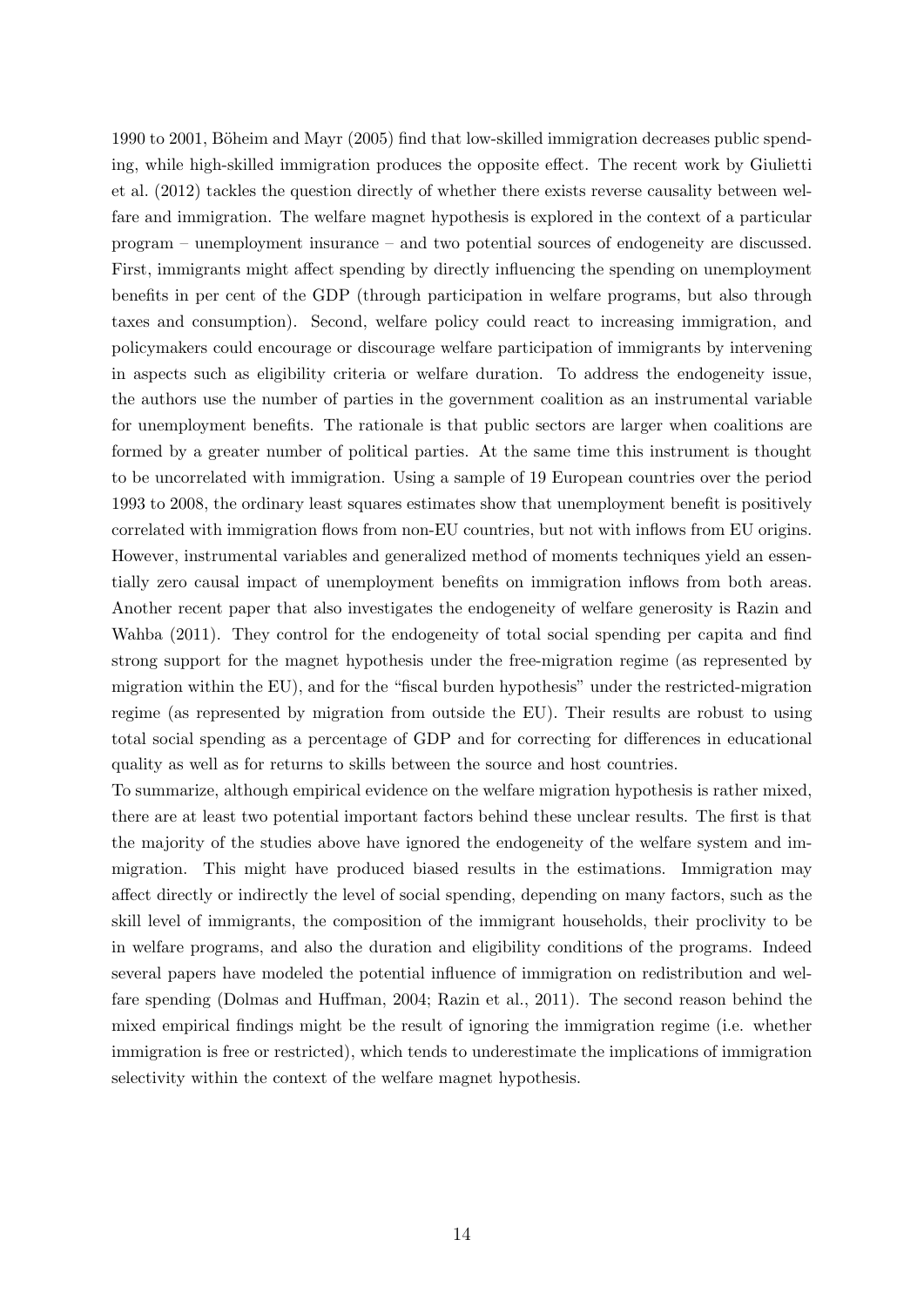1990 to 2001, Böheim and Mayr (2005) find that low-skilled immigration decreases public spending, while high-skilled immigration produces the opposite effect. The recent work by Giulietti et al. (2012) tackles the question directly of whether there exists reverse causality between welfare and immigration. The welfare magnet hypothesis is explored in the context of a particular program – unemployment insurance – and two potential sources of endogeneity are discussed. First, immigrants might affect spending by directly influencing the spending on unemployment benefits in per cent of the GDP (through participation in welfare programs, but also through taxes and consumption). Second, welfare policy could react to increasing immigration, and policymakers could encourage or discourage welfare participation of immigrants by intervening in aspects such as eligibility criteria or welfare duration. To address the endogeneity issue, the authors use the number of parties in the government coalition as an instrumental variable for unemployment benefits. The rationale is that public sectors are larger when coalitions are formed by a greater number of political parties. At the same time this instrument is thought to be uncorrelated with immigration. Using a sample of 19 European countries over the period 1993 to 2008, the ordinary least squares estimates show that unemployment benefit is positively correlated with immigration flows from non-EU countries, but not with inflows from EU origins. However, instrumental variables and generalized method of moments techniques yield an essentially zero causal impact of unemployment benefits on immigration inflows from both areas. Another recent paper that also investigates the endogeneity of welfare generosity is Razin and Wahba (2011). They control for the endogeneity of total social spending per capita and find strong support for the magnet hypothesis under the free-migration regime (as represented by migration within the EU), and for the "fiscal burden hypothesis" under the restricted-migration regime (as represented by migration from outside the EU). Their results are robust to using total social spending as a percentage of GDP and for correcting for differences in educational quality as well as for returns to skills between the source and host countries.

To summarize, although empirical evidence on the welfare migration hypothesis is rather mixed, there are at least two potential important factors behind these unclear results. The first is that the majority of the studies above have ignored the endogeneity of the welfare system and immigration. This might have produced biased results in the estimations. Immigration may affect directly or indirectly the level of social spending, depending on many factors, such as the skill level of immigrants, the composition of the immigrant households, their proclivity to be in welfare programs, and also the duration and eligibility conditions of the programs. Indeed several papers have modeled the potential influence of immigration on redistribution and welfare spending (Dolmas and Huffman, 2004; Razin et al., 2011). The second reason behind the mixed empirical findings might be the result of ignoring the immigration regime (i.e. whether immigration is free or restricted), which tends to underestimate the implications of immigration selectivity within the context of the welfare magnet hypothesis.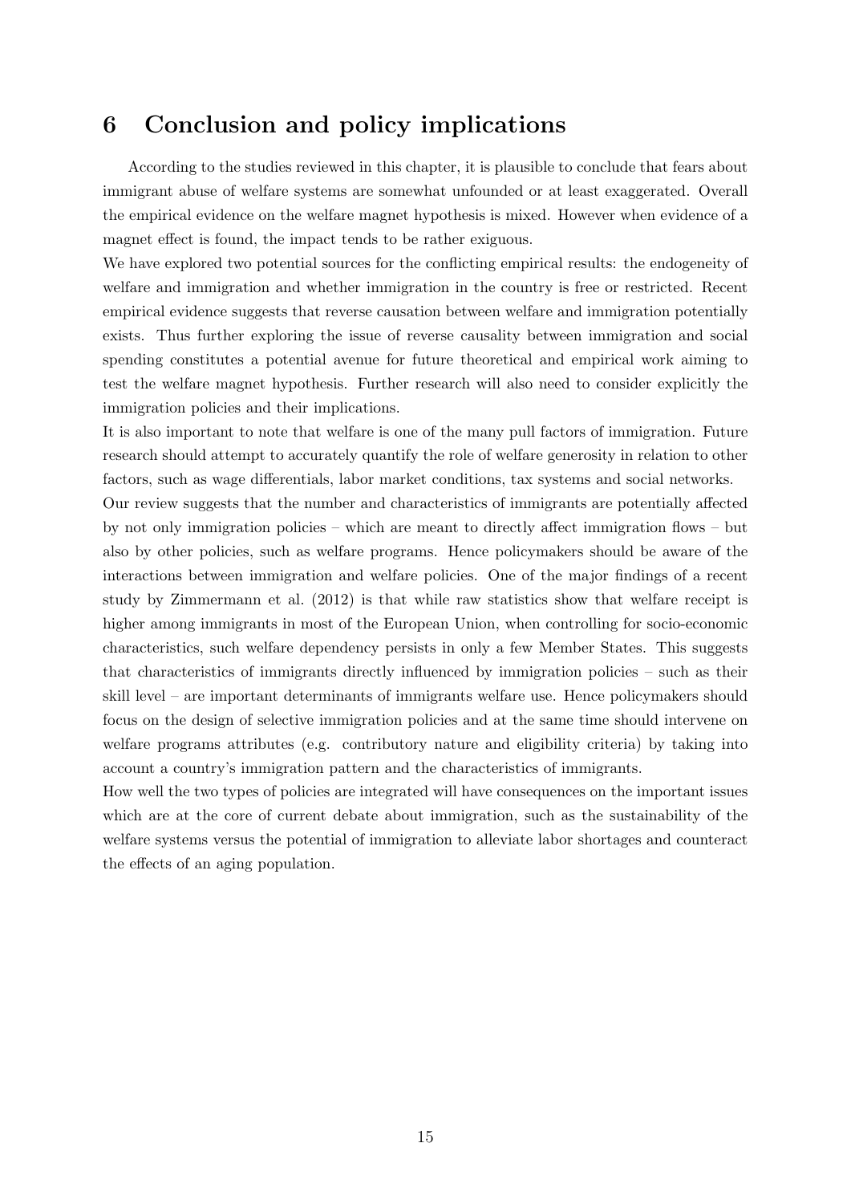# 6 Conclusion and policy implications

According to the studies reviewed in this chapter, it is plausible to conclude that fears about immigrant abuse of welfare systems are somewhat unfounded or at least exaggerated. Overall the empirical evidence on the welfare magnet hypothesis is mixed. However when evidence of a magnet effect is found, the impact tends to be rather exiguous.

We have explored two potential sources for the conflicting empirical results: the endogeneity of welfare and immigration and whether immigration in the country is free or restricted. Recent empirical evidence suggests that reverse causation between welfare and immigration potentially exists. Thus further exploring the issue of reverse causality between immigration and social spending constitutes a potential avenue for future theoretical and empirical work aiming to test the welfare magnet hypothesis. Further research will also need to consider explicitly the immigration policies and their implications.

It is also important to note that welfare is one of the many pull factors of immigration. Future research should attempt to accurately quantify the role of welfare generosity in relation to other factors, such as wage differentials, labor market conditions, tax systems and social networks.

Our review suggests that the number and characteristics of immigrants are potentially affected by not only immigration policies – which are meant to directly affect immigration flows – but also by other policies, such as welfare programs. Hence policymakers should be aware of the interactions between immigration and welfare policies. One of the major findings of a recent study by Zimmermann et al. (2012) is that while raw statistics show that welfare receipt is higher among immigrants in most of the European Union, when controlling for socio-economic characteristics, such welfare dependency persists in only a few Member States. This suggests that characteristics of immigrants directly influenced by immigration policies – such as their skill level – are important determinants of immigrants welfare use. Hence policymakers should focus on the design of selective immigration policies and at the same time should intervene on welfare programs attributes (e.g. contributory nature and eligibility criteria) by taking into account a country's immigration pattern and the characteristics of immigrants.

How well the two types of policies are integrated will have consequences on the important issues which are at the core of current debate about immigration, such as the sustainability of the welfare systems versus the potential of immigration to alleviate labor shortages and counteract the effects of an aging population.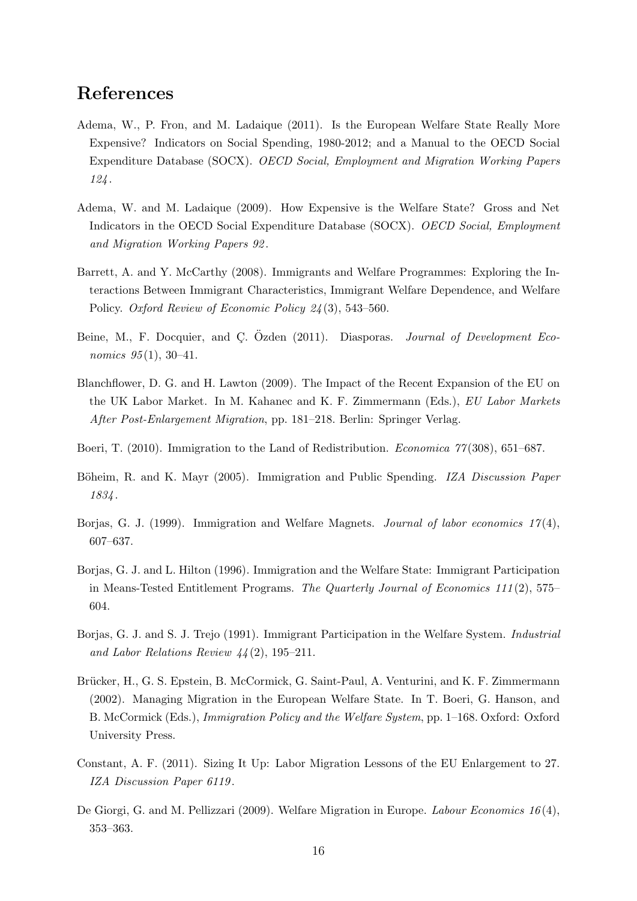## References

Adema, W., P. Fron, and M. Ladaique (2011). Is the European Welfare State Really More Expensive? Indicators on Social Spending, 1980-2012; and a Manual to the OECD Social Expenditure Database (SOCX). *OECD Social, Employment and Migration Working Papers 124*.

Adema, W. and M. Ladaique (2009). How Expensive is the Welfare State? Gross and Net Indicators in the OECD Social Expenditure Database (SOCX). *OECD Social, Employment and Migration Working Papers 92*.

Barrett, A. and Y. McCarthy (2008). Immigrants and Welfare Programmes: Exploring the Interactions Between Immigrant Characteristics, Immigrant Welfare Dependence, and Welfare Policy. *Oxford Review of Economic Policy 24*(3), 543–560.

Beine, M., F. Docquier, and Ç. Özden (2011). Diasporas. *Journal of Development Economics 95*(1), 30–41.

Blanchflower, D. G. and H. Lawton (2009). The Impact of the Recent Expansion of the EU on the UK Labor Market. In M. Kahanec and K. F. Zimmermann (Eds.), *EU Labor Markets After Post-Enlargement Migration*, pp. 181–218. Berlin: Springer Verlag.

Boeri, T. (2010). Immigration to the Land of Redistribution. *Economica 77*(308), 651–687.

Böheim, R. and K. Mayr (2005). Immigration and Public Spending. *IZA Discussion Paper 1834*.

Borjas, G. J. (1999). Immigration and Welfare Magnets. *Journal of labor economics 17*(4), 607–637.

Borjas, G. J. and L. Hilton (1996). Immigration and the Welfare State: Immigrant Participation in Means-Tested Entitlement Programs. *The Quarterly Journal of Economics 111*(2), 575–604.

Borjas, G. J. and S. J. Trejo (1991). Immigrant Participation in the Welfare System. *Industrial and Labor Relations Review 44*(2), 195–211.

Brücker, H., G. S. Epstein, B. McCormick, G. Saint-Paul, A. Venturini, and K. F. Zimmermann (2002). Managing Migration in the European Welfare State. In T. Boeri, G. Hanson, and B. McCormick (Eds.), *Immigration Policy and the Welfare System*, pp. 1–168. Oxford: Oxford University Press.

Constant, A. F. (2011). Sizing It Up: Labor Migration Lessons of the EU Enlargement to 27. *IZA Discussion Paper 6119*.

De Giorgi, G. and M. Pellizzari (2009). Welfare Migration in Europe. *Labour Economics 16*(4), 353–363.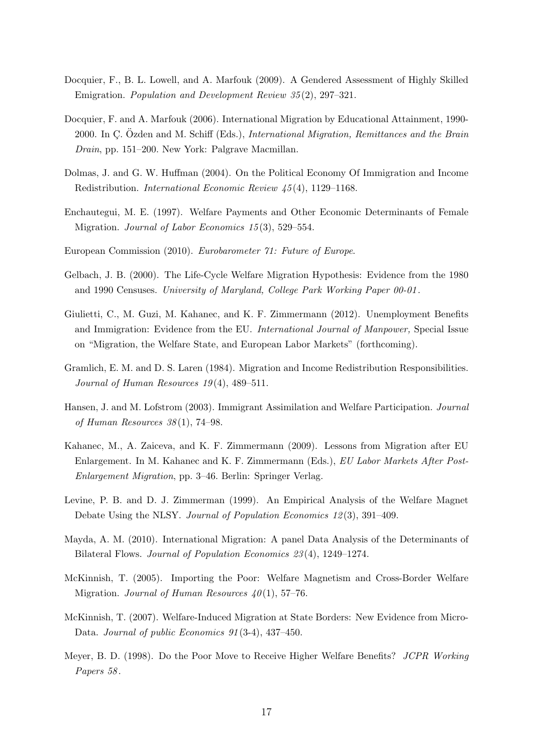Docquier, F., B. L. Lowell, and A. Marfouk (2009). A Gendered Assessment of Highly Skilled Emigration. *Population and Development Review 35*(2), 297–321.

Docquier, F. and A. Marfouk (2006). International Migration by Educational Attainment, 1990-2000. In Ç. Özden and M. Schiff (Eds.), *International Migration, Remittances and the Brain Drain*, pp. 151–200. New York: Palgrave Macmillan.

Dolmas, J. and G. W. Huffman (2004). On the Political Economy Of Immigration and Income Redistribution. *International Economic Review 45*(4), 1129–1168.

Enchautegui, M. E. (1997). Welfare Payments and Other Economic Determinants of Female Migration. *Journal of Labor Economics 15*(3), 529–554.

European Commission (2010). *Eurobarometer 71: Future of Europe*.

Gelbach, J. B. (2000). The Life-Cycle Welfare Migration Hypothesis: Evidence from the 1980 and 1990 Censuses. *University of Maryland, College Park Working Paper 00-01*.

Giulietti, C., M. Guzi, M. Kahanec, and K. F. Zimmermann (2012). Unemployment Benefits and Immigration: Evidence from the EU. *International Journal of Manpower,* Special Issue on "Migration, the Welfare State, and European Labor Markets" (forthcoming).

Gramlich, E. M. and D. S. Laren (1984). Migration and Income Redistribution Responsibilities. *Journal of Human Resources 19*(4), 489–511.

Hansen, J. and M. Lofstrom (2003). Immigrant Assimilation and Welfare Participation. *Journal of Human Resources 38*(1), 74–98.

Kahanec, M., A. Zaiceva, and K. F. Zimmermann (2009). Lessons from Migration after EU Enlargement. In M. Kahanec and K. F. Zimmermann (Eds.), *EU Labor Markets After Post-Enlargement Migration*, pp. 3–46. Berlin: Springer Verlag.

Levine, P. B. and D. J. Zimmerman (1999). An Empirical Analysis of the Welfare Magnet Debate Using the NLSY. *Journal of Population Economics 12*(3), 391–409.

Mayda, A. M. (2010). International Migration: A panel Data Analysis of the Determinants of Bilateral Flows. *Journal of Population Economics 23*(4), 1249–1274.

McKinnish, T. (2005). Importing the Poor: Welfare Magnetism and Cross-Border Welfare Migration. *Journal of Human Resources 40*(1), 57–76.

McKinnish, T. (2007). Welfare-Induced Migration at State Borders: New Evidence from Micro-Data. *Journal of public Economics 91*(3-4), 437–450.

Meyer, B. D. (1998). Do the Poor Move to Receive Higher Welfare Benefits? *JCPR Working Papers 58*.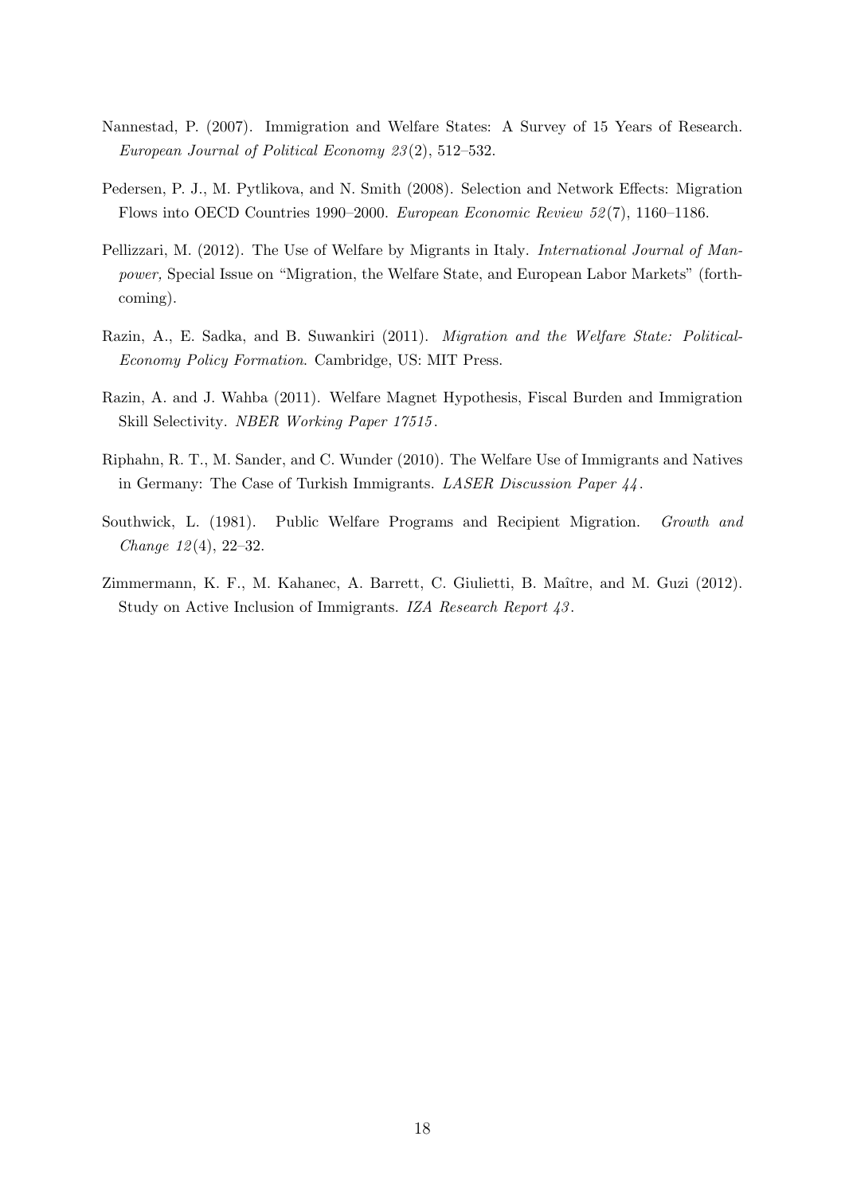Nannestad, P. (2007). Immigration and Welfare States: A Survey of 15 Years of Research. *European Journal of Political Economy 23*(2), 512–532.

Pedersen, P. J., M. Pytlikova, and N. Smith (2008). Selection and Network Effects: Migration Flows into OECD Countries 1990–2000. *European Economic Review 52*(7), 1160–1186.

Pellizzari, M. (2012). The Use of Welfare by Migrants in Italy. *International Journal of Manpower,* Special Issue on "Migration, the Welfare State, and European Labor Markets" (forthcoming).

Razin, A., E. Sadka, and B. Suwankiri (2011). *Migration and the Welfare State: Political-Economy Policy Formation*. Cambridge, US: MIT Press.

Razin, A. and J. Wahba (2011). Welfare Magnet Hypothesis, Fiscal Burden and Immigration Skill Selectivity. *NBER Working Paper 17515*.

Riphahn, R. T., M. Sander, and C. Wunder (2010). The Welfare Use of Immigrants and Natives in Germany: The Case of Turkish Immigrants. *LASER Discussion Paper 44*.

Southwick, L. (1981). Public Welfare Programs and Recipient Migration. *Growth and Change 12*(4), 22–32.

Zimmermann, K. F., M. Kahanec, A. Barrett, C. Giulietti, B. Maître, and M. Guzi (2012). Study on Active Inclusion of Immigrants. *IZA Research Report 43*.